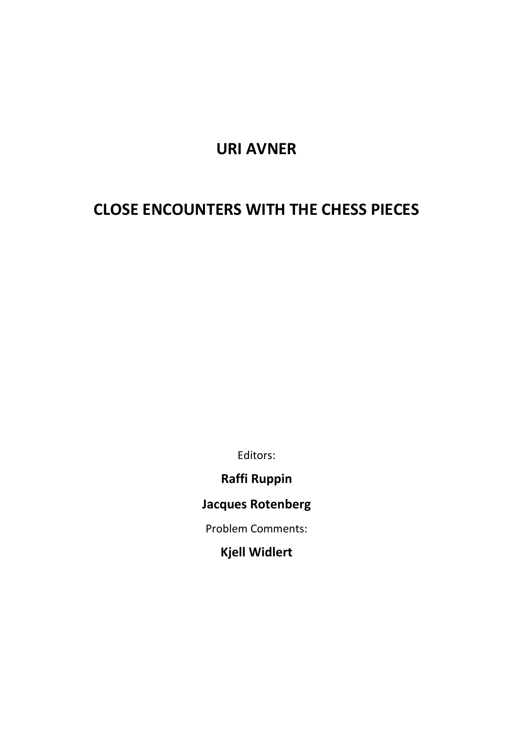# URI AVNER

# CLOSE ENCOUNTERS WITH THE CHESS PIECES

Editors:

**Raffi Ruppin**

**Jacques Rotenberg**

Problem Comments:

**Kjell Widlert**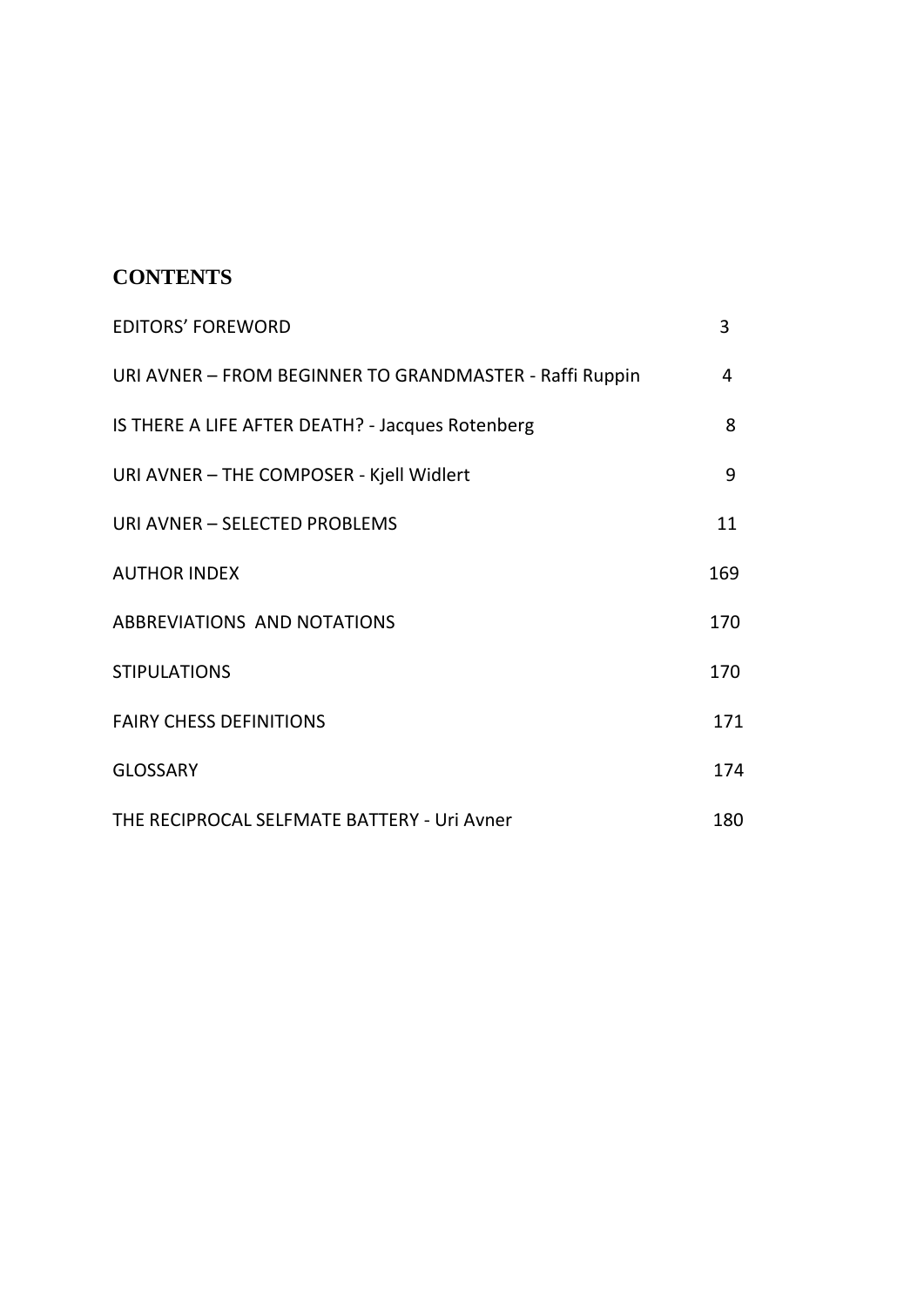# CONTENTS

| | |
|---|---|
| EDITORS' FOREWORD | 3 |
| URI AVNER – FROM BEGINNER TO GRANDMASTER - Raffi Ruppin | 4 |
| IS THERE A LIFE AFTER DEATH? - Jacques Rotenberg | 8 |
| URI AVNER – THE COMPOSER - Kjell Widlert | 9 |
| URI AVNER – SELECTED PROBLEMS | 11 |
| AUTHOR INDEX | 169 |
| ABBREVIATIONS AND NOTATIONS | 170 |
| STIPULATIONS | 170 |
| FAIRY CHESS DEFINITIONS | 171 |
| GLOSSARY | 174 |
| THE RECIPROCAL SELFMATE BATTERY - Uri Avner | 180 |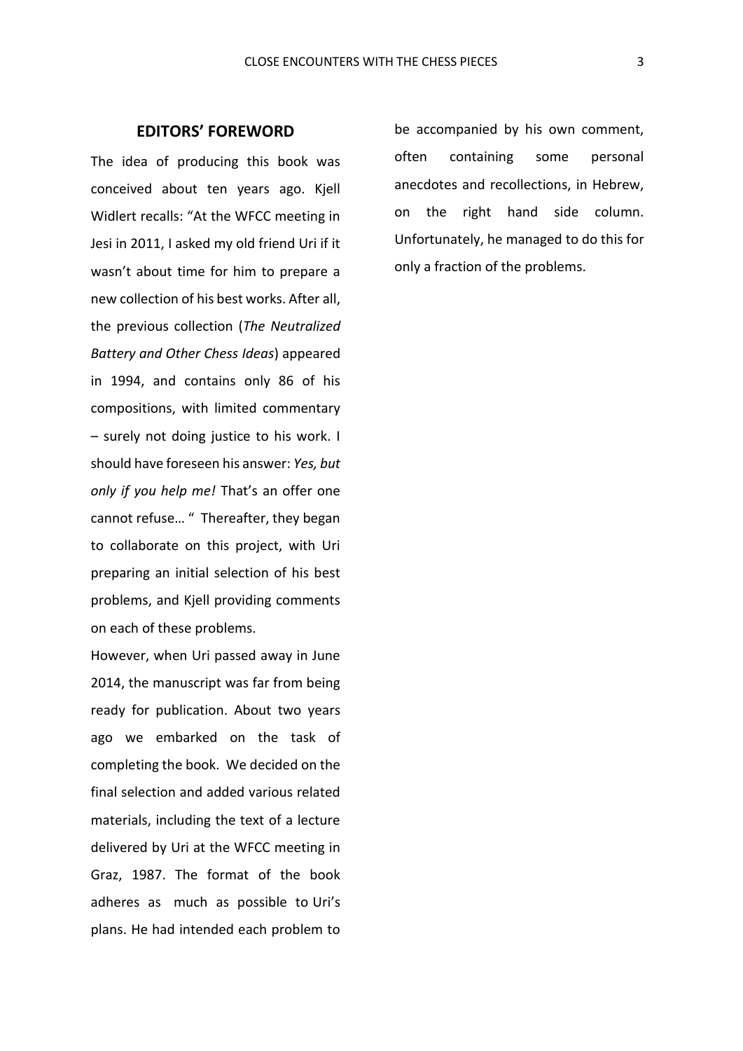## EDITORS' FOREWORD

The idea of producing this book was conceived about ten years ago. Kjell Widlert recalls: "At the WFCC meeting in Jesi in 2011, I asked my old friend Uri if it wasn't about time for him to prepare a new collection of his best works. After all, the previous collection (*The Neutralized Battery and Other Chess Ideas*) appeared in 1994, and contains only 86 of his compositions, with limited commentary – surely not doing justice to his work. I should have foreseen his answer: *Yes, but only if you help me!* That's an offer one cannot refuse… " Thereafter, they began to collaborate on this project, with Uri preparing an initial selection of his best problems, and Kjell providing comments on each of these problems.

However, when Uri passed away in June 2014, the manuscript was far from being ready for publication. About two years ago we embarked on the task of completing the book. We decided on the final selection and added various related materials, including the text of a lecture delivered by Uri at the WFCC meeting in Graz, 1987. The format of the book adheres as much as possible to Uri's plans. He had intended each problem to be accompanied by his own comment, often containing some personal anecdotes and recollections, in Hebrew, on the right hand side column. Unfortunately, he managed to do this for only a fraction of the problems.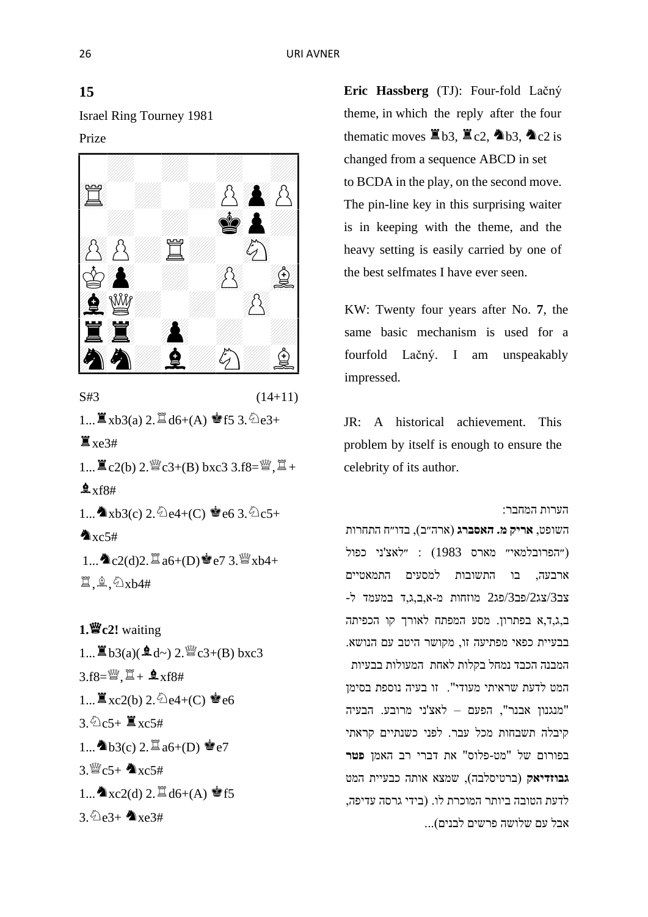## 15

Israel Ring Tourney 1981

Prize

S#3 (14+11)

1...♜xb3(a) 2.♖d6+(A) ♚f5 3.♘e3+ ♜xe3#

1...♜c2(b) 2.♕c3+(B) bxc3 3.f8=♕,♖+ ♝xf8#

1...♞xb3(c) 2.♘e4+(C) ♚e6 3.♘c5+ ♞xc5#

1...♞c2(d)2.♖a6+(D)♚e7 3.♕xb4+ ♖,♗,♘xb4#

**1.♕c2!** waiting

1...♜b3(a)(♝d~) 2.♕c3+(B) bxc3 3.f8=♕,♖+ ♝xf8#

1...♜xc2(b) 2.♘e4+(C) ♚e6 3.♘c5+ ♜xc5#

1...♞b3(c) 2.♖a6+(D) ♚e7 3.♕c5+ ♞xc5#

1...♞xc2(d) 2.♖d6+(A) ♚f5 3.♘e3+ ♞xe3#

**Eric Hassberg** (TJ): Four-fold Lačný theme, in which the reply after the four thematic moves ♜b3, ♜c2, ♞b3, ♞c2 is changed from a sequence ABCD in set to BCDA in the play, on the second move. The pin-line key in this surprising waiter is in keeping with the theme, and the heavy setting is easily carried by one of the best selfmates I have ever seen.

KW: Twenty four years after No. **7**, the same basic mechanism is used for a fourfold Lačný. I am unspeakably impressed.

JR: A historical achievement. This problem by itself is enough to ensure the celebrity of its author.

הערות המחבר:
השופט, **אריק מ. האסברג** (ארה"ב), בדו"ח התחרות ("הפרובלמאי" מארס 1983) : "לאצ'ני כפול ארבעה, בו התשובות למסעים התמאטיים צב3/צג2/פב3/פג2 מוזחות מ-א,ב,ג,ד במעמד ל-ב,ג,ד,א בפתרון. מסע המפתח לאורך קו הכפיתה בבעיית כפאי מפתיעה זו, מקושר היטב עם הנושא. המבנה הכבד נמחל בקלות לאחת המעולות בבעיות המט לדעת שראיתי מעודי". זו בעיה נוספת בסימן "מנגנון אבנר", הפעם – לאצ'ני מרובע. הבעיה קיבלה תשבחות מכל עבר. לפני כשנתיים קראתי בפורום של "מט-פלוס" את דברי רב האמן **פטר גבוזדיאק** (ברטיסלבה), שמצא אותה כבעיית המט לדעת הטובה ביותר המוכרת לו. (בידי גרסה עדיפה, אבל עם שלושה פרשים לבנים)...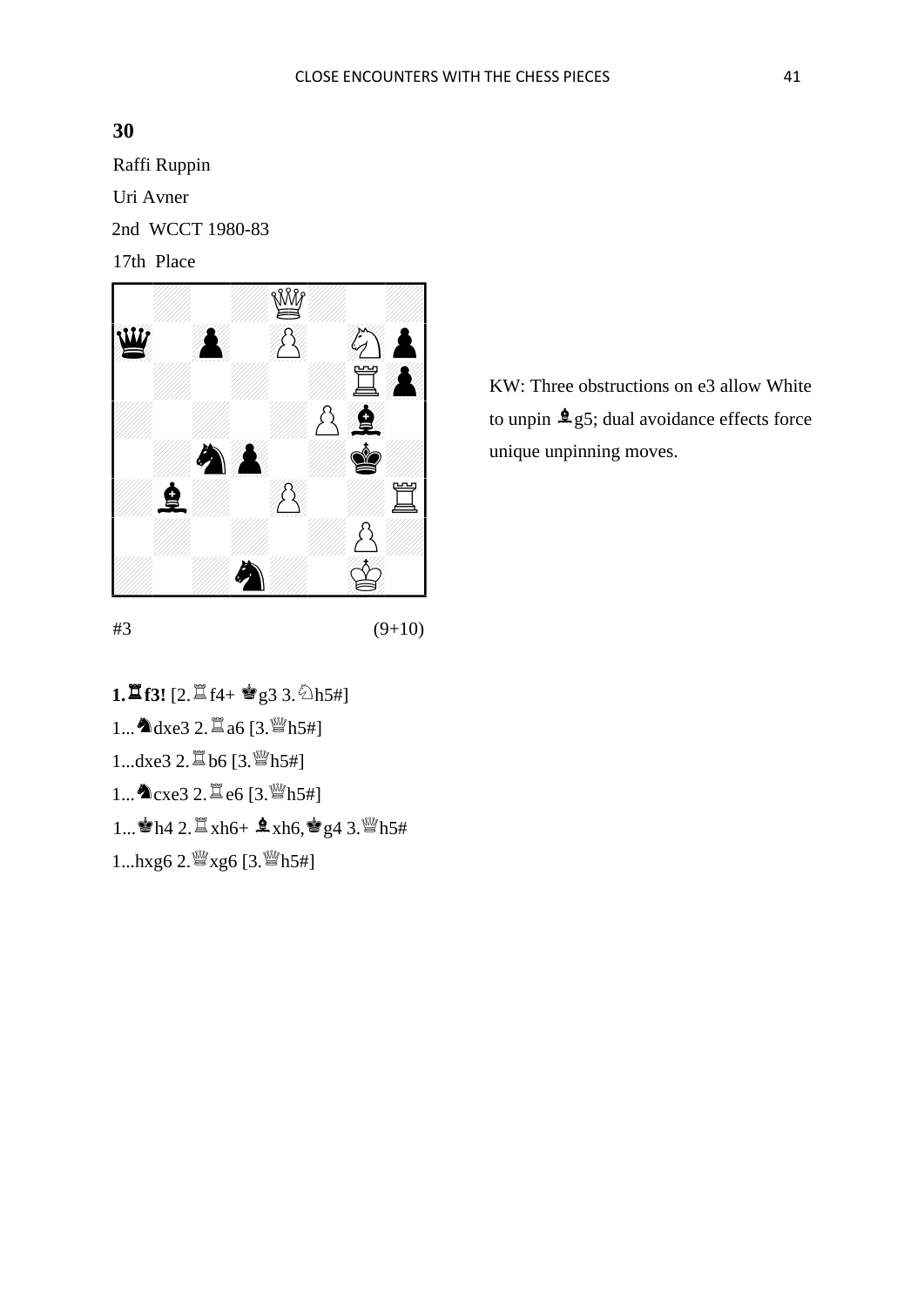**30**

Raffi Ruppin

Uri Avner

2nd WCCT 1980-83

17th Place

#3 (9+10)

KW: Three obstructions on e3 allow White to unpin ♝g5; dual avoidance effects force unique unpinning moves.

**1.♖f3!** [2.♖f4+ ♚g3 3.♘h5#]

1...♞dxe3 2.♖a6 [3.♕h5#]

1...dxe3 2.♖b6 [3.♕h5#]

1...♞cxe3 2.♖e6 [3.♕h5#]

1...♚h4 2.♖xh6+ ♝xh6,♚g4 3.♕h5#

1...hxg6 2.♕xg6 [3.♕h5#]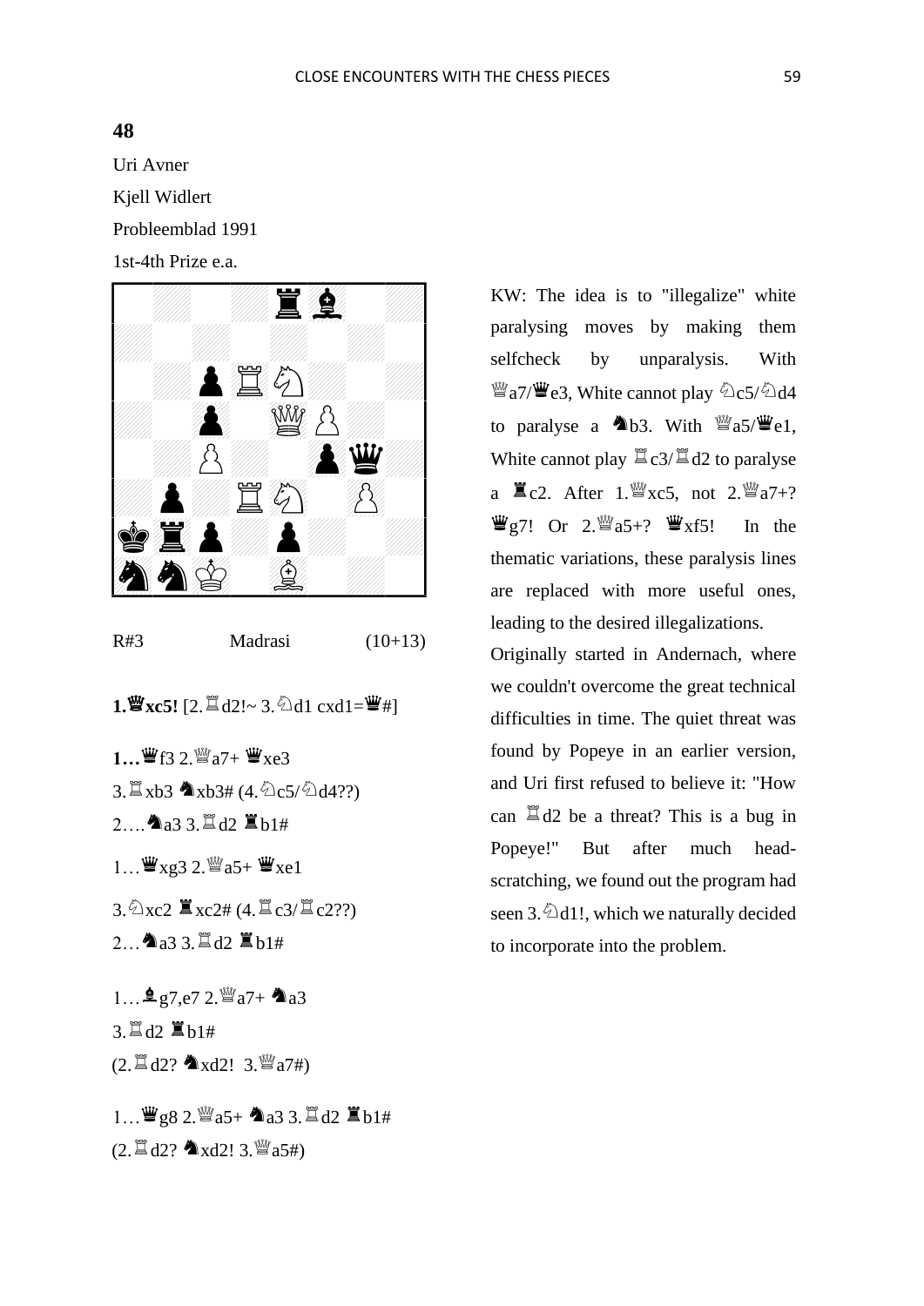**48**

Uri Avner

Kjell Widlert

Probleemblad 1991

1st-4th Prize e.a.

R#3 Madrasi (10+13)

**1.♕xc5!** [2.♖d2!~ 3.♘d1 cxd1=♛#]

**1…**♛f3 2.♕a7+ ♛xe3

3.♖xb3 ♞xb3# (4.♘c5/♘d4??)

2….♞a3 3.♖d2 ♜b1#

1…♛xg3 2.♕a5+ ♛xe1

3.♘xc2 ♜xc2# (4.♖c3/♖c2??)

2…♞a3 3.♖d2 ♜b1#

1…♝g7,e7 2.♕a7+ ♞a3

3.♖d2 ♜b1#

(2.♖d2? ♞xd2! 3.♕a7#)

1…♛g8 2.♕a5+ ♞a3 3.♖d2 ♜b1#

(2.♖d2? ♞xd2! 3.♕a5#)

KW: The idea is to "illegalize" white paralysing moves by making them selfcheck by unparalysis. With ♕a7/♛e3, White cannot play ♘c5/♘d4 to paralyse a ♞b3. With ♕a5/♛e1, White cannot play ♖c3/♖d2 to paralyse a ♜c2. After 1.♕xc5, not 2.♕a7+? ♛g7! Or 2.♕a5+? ♛xf5! In the thematic variations, these paralysis lines are replaced with more useful ones, leading to the desired illegalizations.

Originally started in Andernach, where we couldn't overcome the great technical difficulties in time. The quiet threat was found by Popeye in an earlier version, and Uri first refused to believe it: "How can ♖d2 be a threat? This is a bug in Popeye!" But after much head-scratching, we found out the program had seen 3.♘d1!, which we naturally decided to incorporate into the problem.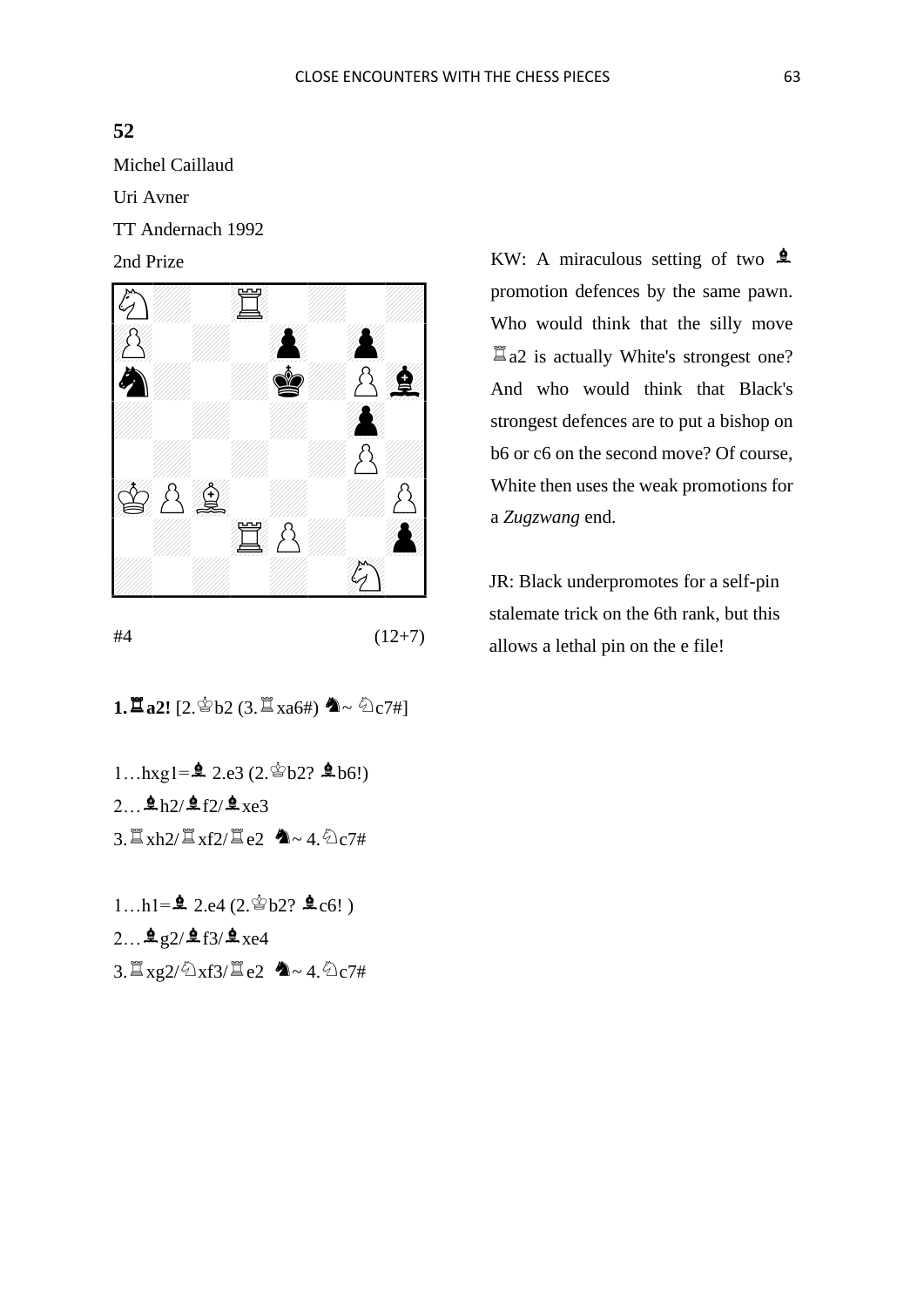**52**

Michel Caillaud

Uri Avner

TT Andernach 1992

2nd Prize

#4 (12+7)

KW: A miraculous setting of two ♝ promotion defences by the same pawn. Who would think that the silly move ♖a2 is actually White's strongest one? And who would think that Black's strongest defences are to put a bishop on b6 or c6 on the second move? Of course, White then uses the weak promotions for a *Zugzwang* end.

JR: Black underpromotes for a self-pin stalemate trick on the 6th rank, but this allows a lethal pin on the e file!

**1.♖a2!** [2.♔b2 (3.♖xa6#) ♞~ ♘c7#]

1…hxg1=♝ 2.e3 (2.♔b2? ♝b6!)
2…♝h2/♝f2/♝xe3
3.♖xh2/♖xf2/♖e2 ♞~ 4.♘c7#

1…h1=♝ 2.e4 (2.♔b2? ♝c6! )
2…♝g2/♝f3/♝xe4
3.♖xg2/♘xf3/♖e2 ♞~ 4.♘c7#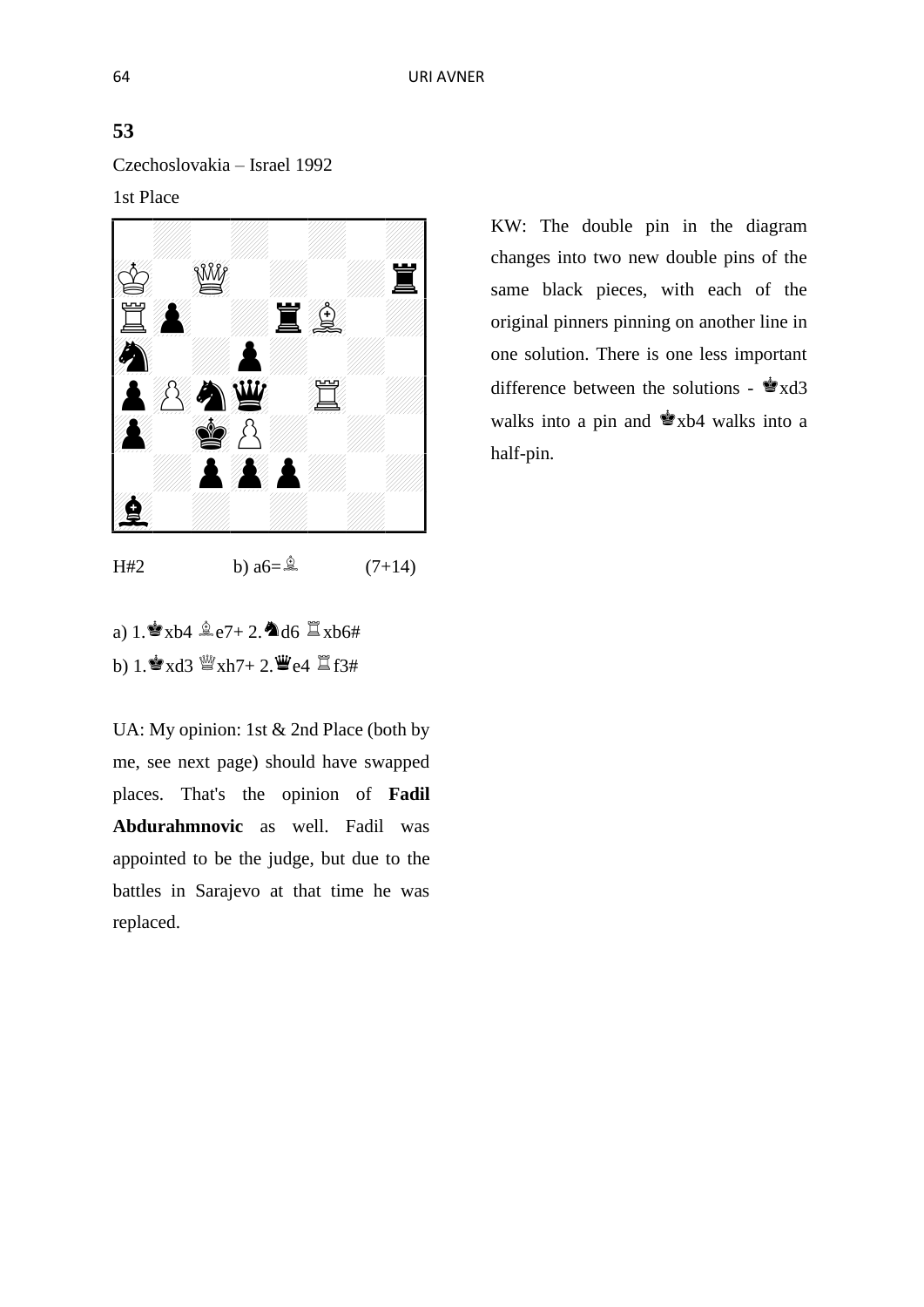**53**

Czechoslovakia – Israel 1992

1st Place

H#2 b) a6=♗ (7+14)

KW: The double pin in the diagram changes into two new double pins of the same black pieces, with each of the original pinners pinning on another line in one solution. There is one less important difference between the solutions - ♚xd3 walks into a pin and ♚xb4 walks into a half-pin.

a) 1.♚xb4 ♗e7+ 2.♞d6 ♖xb6#

b) 1.♚xd3 ♕xh7+ 2.♛e4 ♖f3#

UA: My opinion: 1st & 2nd Place (both by me, see next page) should have swapped places. That's the opinion of **Fadil Abdurahmnovic** as well. Fadil was appointed to be the judge, but due to the battles in Sarajevo at that time he was replaced.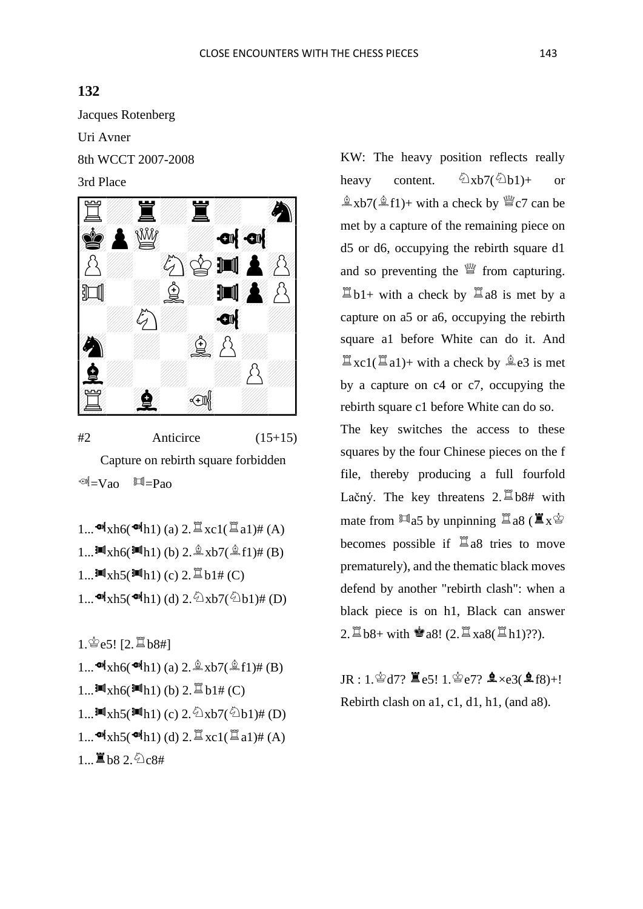## 132

Jacques Rotenberg

Uri Avner

8th WCCT 2007-2008

3rd Place

#2 Anticirce (15+15)

Capture on rebirth square forbidden

Vao=Vao Pao=Pao

1...Vaoxh6(Vaoh1) (a) 2.♖xc1(♖a1)# (A)
1...Paoxh6(Paoh1) (b) 2.♗xb7(♗f1)# (B)
1...Paoxh5(Paoh1) (c) 2.♖b1# (C)
1...Vaoxh5(Vaoh1) (d) 2.♘xb7(♘b1)# (D)

1.♔e5! [2.♖b8#]
1...Vaoxh6(Vaoh1) (a) 2.♗xb7(♗f1)# (B)
1...Paoxh6(Paoh1) (b) 2.♖b1# (C)
1...Paoxh5(Paoh1) (c) 2.♘xb7(♘b1)# (D)
1...Vaoxh5(Vaoh1) (d) 2.♖xc1(♖a1)# (A)
1...♜b8 2.♘c8#

KW: The heavy position reflects really heavy content. ♘xb7(♘b1)+ or ♗xb7(♗f1)+ with a check by ♕c7 can be met by a capture of the remaining piece on d5 or d6, occupying the rebirth square d1 and so preventing the ♕ from capturing. ♖b1+ with a check by ♖a8 is met by a capture on a5 or a6, occupying the rebirth square a1 before White can do it. And ♖xc1(♖a1)+ with a check by ♗e3 is met by a capture on c4 or c7, occupying the rebirth square c1 before White can do so.

The key switches the access to these squares by the four Chinese pieces on the f file, thereby producing a full fourfold Lačný. The key threatens 2.♖b8# with mate from Paoa5 by unpinning ♖a8 (♜x♔ becomes possible if ♖a8 tries to move prematurely), and the thematic black moves defend by another "rebirth clash": when a black piece is on h1, Black can answer 2.♖b8+ with ♚a8! (2.♖xa8(♖h1)??).

JR : 1.♔d7? ♜e5! 1.♔e7? ♝×e3(♝f8)+! Rebirth clash on a1, c1, d1, h1, (and a8).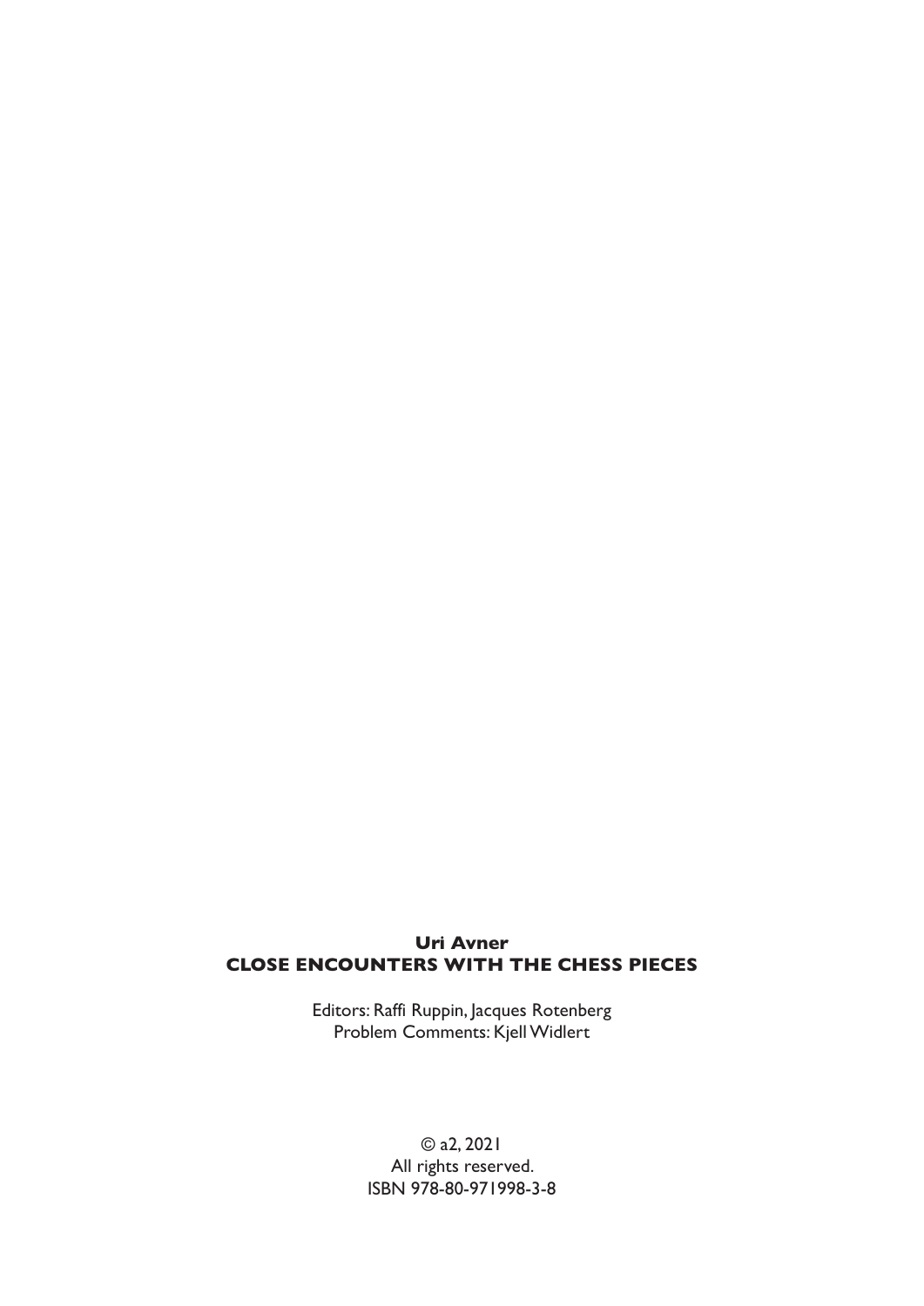**Uri Avner**
**CLOSE ENCOUNTERS WITH THE CHESS PIECES**

Editors: Raffi Ruppin, Jacques Rotenberg
Problem Comments: Kjell Widlert

© a2, 2021
All rights reserved.
ISBN 978-80-971998-3-8